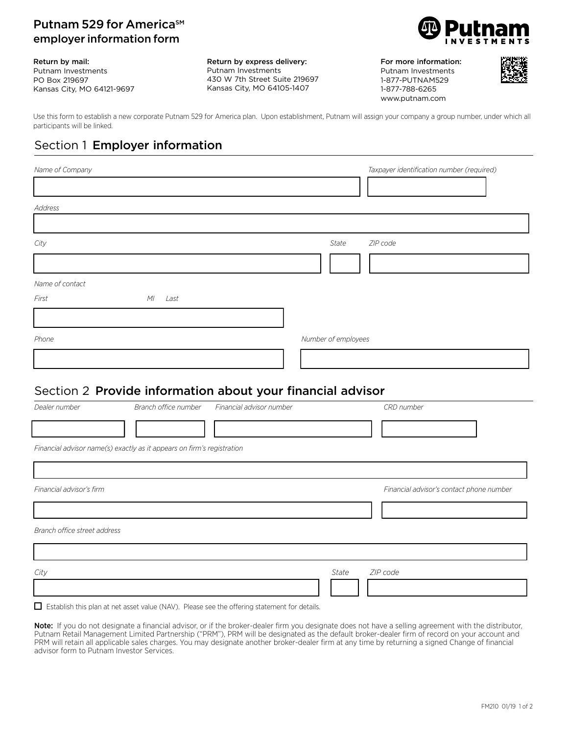# Putnam 529 for America℠ employer information form

**Return by mail:**
Putnam Investments
PO Box 219697
Kansas City, MO 64121-9697

**Return by express delivery:**
Putnam Investments
430 W 7th Street Suite 219697
Kansas City, MO 64105-1407

**For more information:**
Putnam Investments
1-877-PUTNAM529
1-877-788-6265
www.putnam.com

Use this form to establish a new corporate Putnam 529 for America plan. Upon establishment, Putnam will assign your company a group number, under which all participants will be linked.

## Section 1 Employer information

*Name of Company*

*Taxpayer identification number (required)*

*Address*

*City*

*State*

*ZIP code*

*Name of contact*

*First* *MI* *Last*

*Phone*

*Number of employees*

## Section 2 Provide information about your financial advisor

*Dealer number*

*Branch office number*

*Financial advisor number*

*CRD number*

*Financial advisor name(s) exactly as it appears on firm's registration*

*Financial advisor's firm*

*Financial advisor's contact phone number*

*Branch office street address*

*City*

*State*

*ZIP code*

☐ Establish this plan at net asset value (NAV). Please see the offering statement for details.

**Note:** If you do not designate a financial advisor, or if the broker-dealer firm you designate does not have a selling agreement with the distributor, Putnam Retail Management Limited Partnership ("PRM"), PRM will be designated as the default broker-dealer firm of record on your account and PRM will retain all applicable sales charges. You may designate another broker-dealer firm at any time by returning a signed Change of financial advisor form to Putnam Investor Services.

FM210 01/19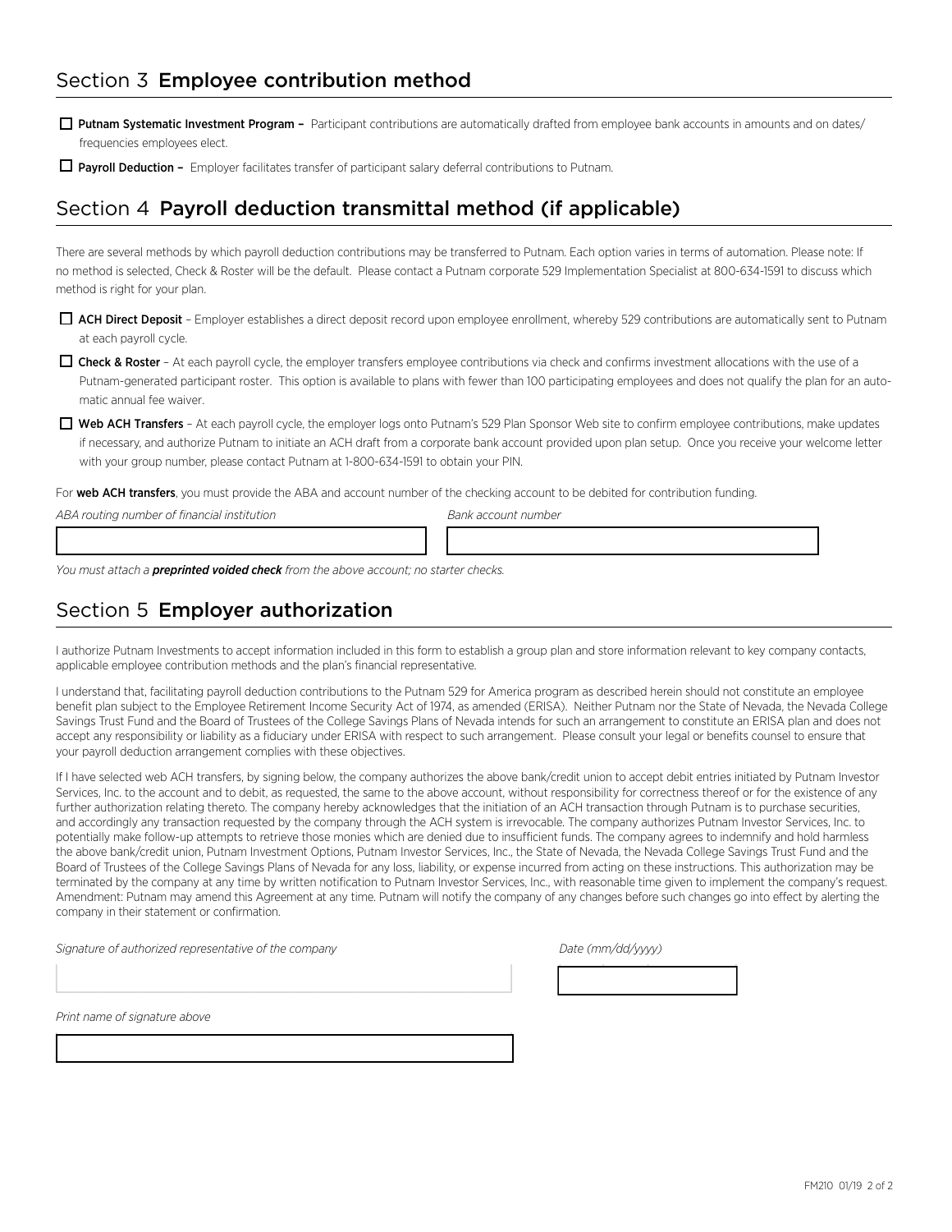## Section 3 **Employee contribution method**

☐ **Putnam Systematic Investment Program –** Participant contributions are automatically drafted from employee bank accounts in amounts and on dates/frequencies employees elect.

☐ **Payroll Deduction –** Employer facilitates transfer of participant salary deferral contributions to Putnam.

## Section 4 **Payroll deduction transmittal method (if applicable)**

There are several methods by which payroll deduction contributions may be transferred to Putnam. Each option varies in terms of automation. Please note: If no method is selected, Check & Roster will be the default. Please contact a Putnam corporate 529 Implementation Specialist at 800-634-1591 to discuss which method is right for your plan.

☐ **ACH Direct Deposit** – Employer establishes a direct deposit record upon employee enrollment, whereby 529 contributions are automatically sent to Putnam at each payroll cycle.

☐ **Check & Roster** – At each payroll cycle, the employer transfers employee contributions via check and confirms investment allocations with the use of a Putnam-generated participant roster. This option is available to plans with fewer than 100 participating employees and does not qualify the plan for an automatic annual fee waiver.

☐ **Web ACH Transfers** – At each payroll cycle, the employer logs onto Putnam's 529 Plan Sponsor Web site to confirm employee contributions, make updates if necessary, and authorize Putnam to initiate an ACH draft from a corporate bank account provided upon plan setup. Once you receive your welcome letter with your group number, please contact Putnam at 1-800-634-1591 to obtain your PIN.

For **web ACH transfers**, you must provide the ABA and account number of the checking account to be debited for contribution funding.

*ABA routing number of financial institution* ____________________

*Bank account number* ____________________

*You must attach a **preprinted voided check** from the above account; no starter checks.*

## Section 5 **Employer authorization**

I authorize Putnam Investments to accept information included in this form to establish a group plan and store information relevant to key company contacts, applicable employee contribution methods and the plan's financial representative.

I understand that, facilitating payroll deduction contributions to the Putnam 529 for America program as described herein should not constitute an employee benefit plan subject to the Employee Retirement Income Security Act of 1974, as amended (ERISA). Neither Putnam nor the State of Nevada, the Nevada College Savings Trust Fund and the Board of Trustees of the College Savings Plans of Nevada intends for such an arrangement to constitute an ERISA plan and does not accept any responsibility or liability as a fiduciary under ERISA with respect to such arrangement. Please consult your legal or benefits counsel to ensure that your payroll deduction arrangement complies with these objectives.

If I have selected web ACH transfers, by signing below, the company authorizes the above bank/credit union to accept debit entries initiated by Putnam Investor Services, Inc. to the account and to debit, as requested, the same to the above account, without responsibility for correctness thereof or for the existence of any further authorization relating thereto. The company hereby acknowledges that the initiation of an ACH transaction through Putnam is to purchase securities, and accordingly any transaction requested by the company through the ACH system is irrevocable. The company authorizes Putnam Investor Services, Inc. to potentially make follow-up attempts to retrieve those monies which are denied due to insufficient funds. The company agrees to indemnify and hold harmless the above bank/credit union, Putnam Investment Options, Putnam Investor Services, Inc., the State of Nevada, the Nevada College Savings Trust Fund and the Board of Trustees of the College Savings Plans of Nevada for any loss, liability, or expense incurred from acting on these instructions. This authorization may be terminated by the company at any time by written notification to Putnam Investor Services, Inc., with reasonable time given to implement the company's request. Amendment: Putnam may amend this Agreement at any time. Putnam will notify the company of any changes before such changes go into effect by alerting the company in their statement or confirmation.

*Signature of authorized representative of the company* ____________________

*Date (mm/dd/yyyy)* ____________________

*Print name of signature above* ____________________

FM210 01/19